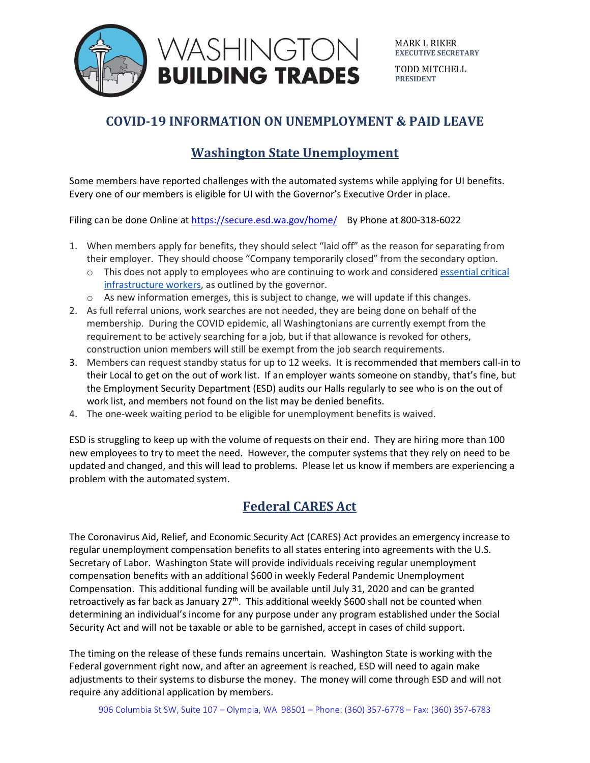# WASHINGTON BUILDING TRADES

MARK L RIKER
**EXECUTIVE SECRETARY**

TODD MITCHELL
**PRESIDENT**

## COVID-19 INFORMATION ON UNEMPLOYMENT & PAID LEAVE

## Washington State Unemployment

Some members have reported challenges with the automated systems while applying for UI benefits. Every one of our members is eligible for UI with the Governor's Executive Order in place.

Filing can be done Online at https://secure.esd.wa.gov/home/ By Phone at 800-318-6022

1. When members apply for benefits, they should select "laid off" as the reason for separating from their employer. They should choose "Company temporarily closed" from the secondary option.
   - This does not apply to employees who are continuing to work and considered essential critical infrastructure workers, as outlined by the governor.
   - As new information emerges, this is subject to change, we will update if this changes.
2. As full referral unions, work searches are not needed, they are being done on behalf of the membership. During the COVID epidemic, all Washingtonians are currently exempt from the requirement to be actively searching for a job, but if that allowance is revoked for others, construction union members will still be exempt from the job search requirements.
3. Members can request standby status for up to 12 weeks. It is recommended that members call-in to their Local to get on the out of work list. If an employer wants someone on standby, that's fine, but the Employment Security Department (ESD) audits our Halls regularly to see who is on the out of work list, and members not found on the list may be denied benefits.
4. The one-week waiting period to be eligible for unemployment benefits is waived.

ESD is struggling to keep up with the volume of requests on their end. They are hiring more than 100 new employees to try to meet the need. However, the computer systems that they rely on need to be updated and changed, and this will lead to problems. Please let us know if members are experiencing a problem with the automated system.

## Federal CARES Act

The Coronavirus Aid, Relief, and Economic Security Act (CARES) Act provides an emergency increase to regular unemployment compensation benefits to all states entering into agreements with the U.S. Secretary of Labor. Washington State will provide individuals receiving regular unemployment compensation benefits with an additional $600 in weekly Federal Pandemic Unemployment Compensation. This additional funding will be available until July 31, 2020 and can be granted retroactively as far back as January 27th. This additional weekly $600 shall not be counted when determining an individual's income for any purpose under any program established under the Social Security Act and will not be taxable or able to be garnished, accept in cases of child support.

The timing on the release of these funds remains uncertain. Washington State is working with the Federal government right now, and after an agreement is reached, ESD will need to again make adjustments to their systems to disburse the money. The money will come through ESD and will not require any additional application by members.

906 Columbia St SW, Suite 107 – Olympia, WA 98501 – Phone: (360) 357-6778 – Fax: (360) 357-6783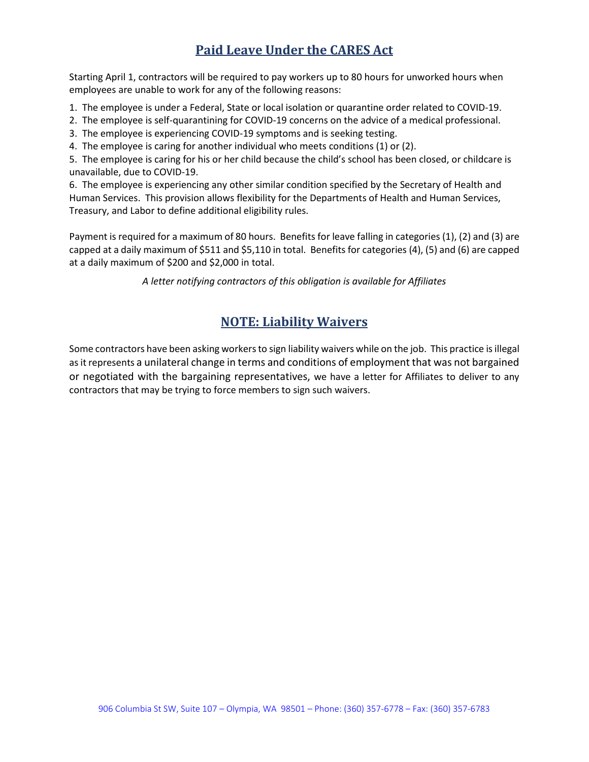## Paid Leave Under the CARES Act

Starting April 1, contractors will be required to pay workers up to 80 hours for unworked hours when employees are unable to work for any of the following reasons:

1. The employee is under a Federal, State or local isolation or quarantine order related to COVID-19.
2. The employee is self-quarantining for COVID-19 concerns on the advice of a medical professional.
3. The employee is experiencing COVID-19 symptoms and is seeking testing.
4. The employee is caring for another individual who meets conditions (1) or (2).
5. The employee is caring for his or her child because the child's school has been closed, or childcare is unavailable, due to COVID-19.
6. The employee is experiencing any other similar condition specified by the Secretary of Health and Human Services. This provision allows flexibility for the Departments of Health and Human Services, Treasury, and Labor to define additional eligibility rules.

Payment is required for a maximum of 80 hours. Benefits for leave falling in categories (1), (2) and (3) are capped at a daily maximum of $511 and $5,110 in total. Benefits for categories (4), (5) and (6) are capped at a daily maximum of $200 and $2,000 in total.

*A letter notifying contractors of this obligation is available for Affiliates*

## NOTE: Liability Waivers

Some contractors have been asking workers to sign liability waivers while on the job. This practice is illegal as it represents a unilateral change in terms and conditions of employment that was not bargained or negotiated with the bargaining representatives, we have a letter for Affiliates to deliver to any contractors that may be trying to force members to sign such waivers.

906 Columbia St SW, Suite 107 – Olympia, WA 98501 – Phone: (360) 357-6778 – Fax: (360) 357-6783